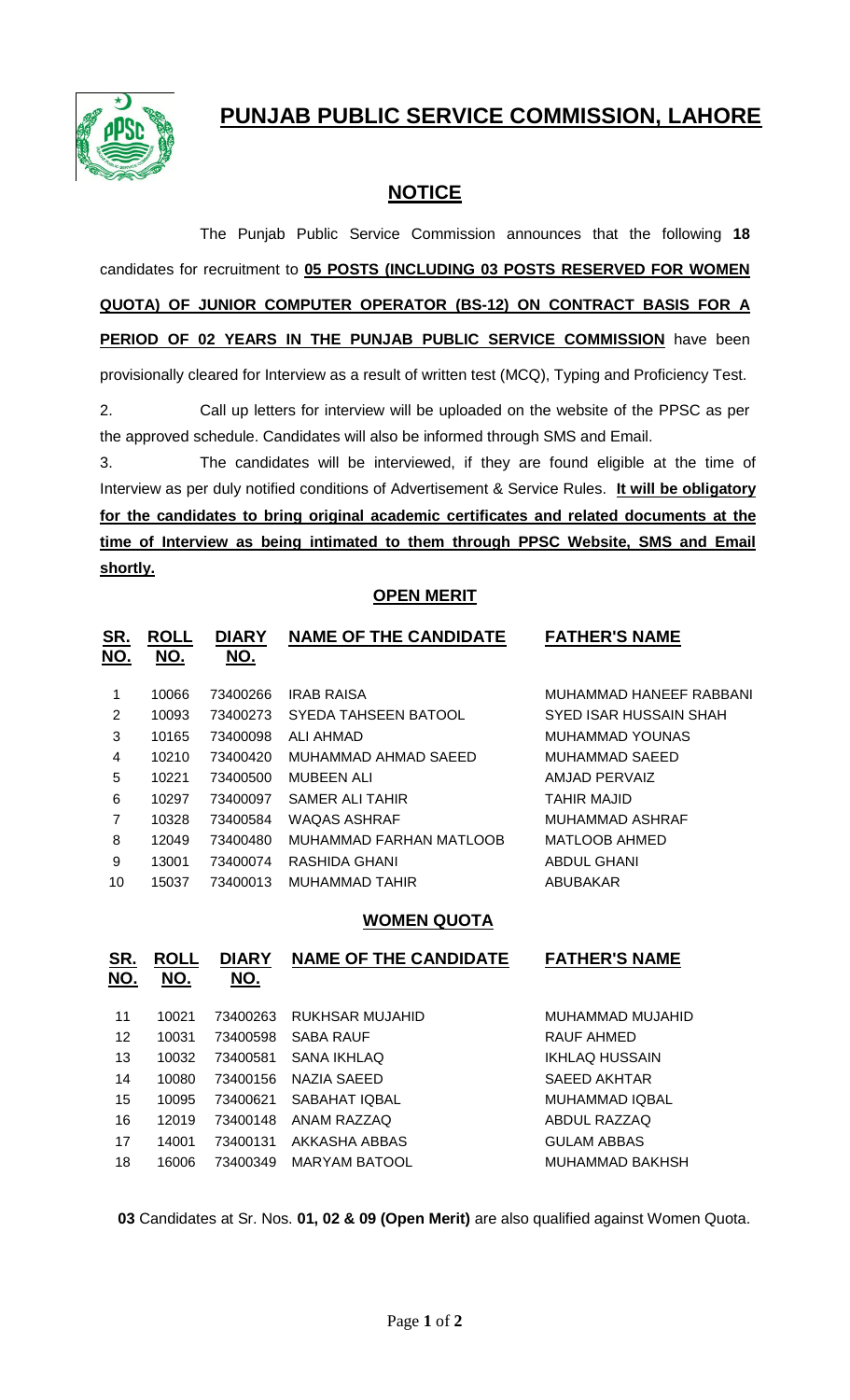# PUNJAB PUBLIC SERVICE COMMISSION, LAHORE

## NOTICE

The Punjab Public Service Commission announces that the following **18** candidates for recruitment to **05 POSTS (INCLUDING 03 POSTS RESERVED FOR WOMEN QUOTA) OF JUNIOR COMPUTER OPERATOR (BS-12) ON CONTRACT BASIS FOR A PERIOD OF 02 YEARS IN THE PUNJAB PUBLIC SERVICE COMMISSION** have been provisionally cleared for Interview as a result of written test (MCQ), Typing and Proficiency Test.

2. Call up letters for interview will be uploaded on the website of the PPSC as per the approved schedule. Candidates will also be informed through SMS and Email.

3. The candidates will be interviewed, if they are found eligible at the time of Interview as per duly notified conditions of Advertisement & Service Rules. **It will be obligatory for the candidates to bring original academic certificates and related documents at the time of Interview as being intimated to them through PPSC Website, SMS and Email shortly.**

### OPEN MERIT

| SR. NO. | ROLL NO. | DIARY NO. | NAME OF THE CANDIDATE | FATHER'S NAME |
|---|---|---|---|---|
| 1 | 10066 | 73400266 | IRAB RAISA | MUHAMMAD HANEEF RABBANI |
| 2 | 10093 | 73400273 | SYEDA TAHSEEN BATOOL | SYED ISAR HUSSAIN SHAH |
| 3 | 10165 | 73400098 | ALI AHMAD | MUHAMMAD YOUNAS |
| 4 | 10210 | 73400420 | MUHAMMAD AHMAD SAEED | MUHAMMAD SAEED |
| 5 | 10221 | 73400500 | MUBEEN ALI | AMJAD PERVAIZ |
| 6 | 10297 | 73400097 | SAMER ALI TAHIR | TAHIR MAJID |
| 7 | 10328 | 73400584 | WAQAS ASHRAF | MUHAMMAD ASHRAF |
| 8 | 12049 | 73400480 | MUHAMMAD FARHAN MATLOOB | MATLOOB AHMED |
| 9 | 13001 | 73400074 | RASHIDA GHANI | ABDUL GHANI |
| 10 | 15037 | 73400013 | MUHAMMAD TAHIR | ABUBAKAR |

### WOMEN QUOTA

| SR. NO. | ROLL NO. | DIARY NO. | NAME OF THE CANDIDATE | FATHER'S NAME |
|---|---|---|---|---|
| 11 | 10021 | 73400263 | RUKHSAR MUJAHID | MUHAMMAD MUJAHID |
| 12 | 10031 | 73400598 | SABA RAUF | RAUF AHMED |
| 13 | 10032 | 73400581 | SANA IKHLAQ | IKHLAQ HUSSAIN |
| 14 | 10080 | 73400156 | NAZIA SAEED | SAEED AKHTAR |
| 15 | 10095 | 73400621 | SABAHAT IQBAL | MUHAMMAD IQBAL |
| 16 | 12019 | 73400148 | ANAM RAZZAQ | ABDUL RAZZAQ |
| 17 | 14001 | 73400131 | AKKASHA ABBAS | GULAM ABBAS |
| 18 | 16006 | 73400349 | MARYAM BATOOL | MUHAMMAD BAKHSH |

**03** Candidates at Sr. Nos. **01, 02 & 09 (Open Merit)** are also qualified against Women Quota.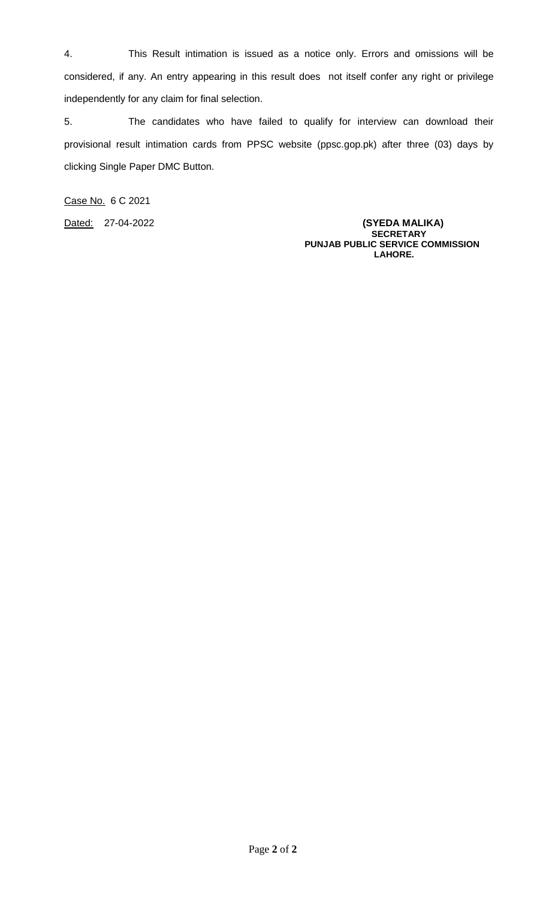4. This Result intimation is issued as a notice only. Errors and omissions will be considered, if any. An entry appearing in this result does not itself confer any right or privilege independently for any claim for final selection.

5. The candidates who have failed to qualify for interview can download their provisional result intimation cards from PPSC website (ppsc.gop.pk) after three (03) days by clicking Single Paper DMC Button.

Case No. 6 C 2021

Dated: 27-04-2022

**(SYEDA MALIKA)**
**SECRETARY**
**PUNJAB PUBLIC SERVICE COMMISSION**
**LAHORE.**